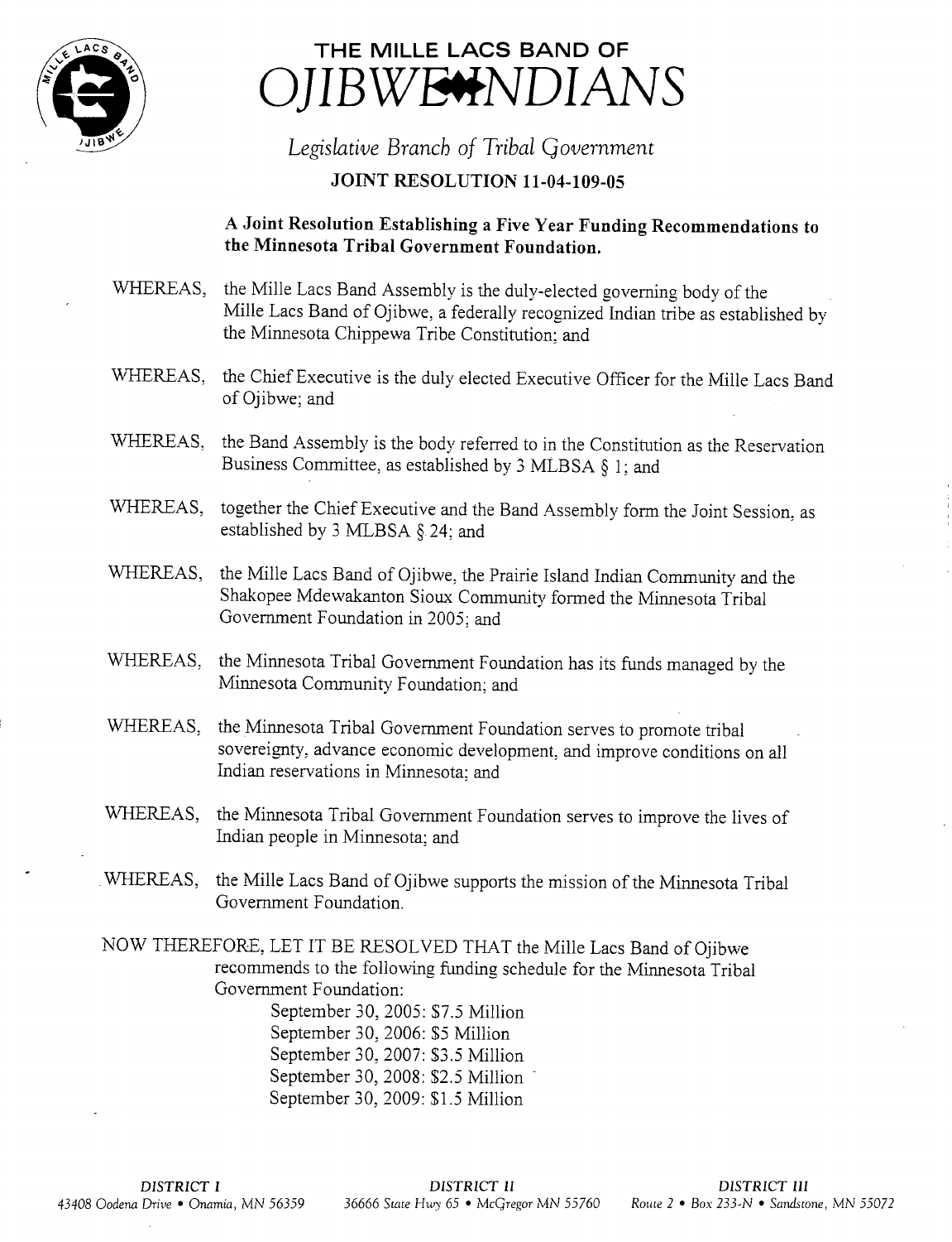# THE MILLE LACS BAND OF OJIBWE INDIANS

*Legislative Branch of Tribal Government*

## JOINT RESOLUTION 11-04-109-05

**A Joint Resolution Establishing a Five Year Funding Recommendations to the Minnesota Tribal Government Foundation.**

WHEREAS, the Mille Lacs Band Assembly is the duly-elected governing body of the Mille Lacs Band of Ojibwe, a federally recognized Indian tribe as established by the Minnesota Chippewa Tribe Constitution; and

WHEREAS, the Chief Executive is the duly elected Executive Officer for the Mille Lacs Band of Ojibwe; and

WHEREAS, the Band Assembly is the body referred to in the Constitution as the Reservation Business Committee, as established by 3 MLBSA § 1; and

WHEREAS, together the Chief Executive and the Band Assembly form the Joint Session, as established by 3 MLBSA § 24; and

WHEREAS, the Mille Lacs Band of Ojibwe, the Prairie Island Indian Community and the Shakopee Mdewakanton Sioux Community formed the Minnesota Tribal Government Foundation in 2005; and

WHEREAS, the Minnesota Tribal Government Foundation has its funds managed by the Minnesota Community Foundation; and

WHEREAS, the Minnesota Tribal Government Foundation serves to promote tribal sovereignty, advance economic development, and improve conditions on all Indian reservations in Minnesota; and

WHEREAS, the Minnesota Tribal Government Foundation serves to improve the lives of Indian people in Minnesota; and

WHEREAS, the Mille Lacs Band of Ojibwe supports the mission of the Minnesota Tribal Government Foundation.

NOW THEREFORE, LET IT BE RESOLVED THAT the Mille Lacs Band of Ojibwe recommends to the following funding schedule for the Minnesota Tribal Government Foundation:

September 30, 2005: $7.5 Million
September 30, 2006: $5 Million
September 30, 2007: $3.5 Million
September 30, 2008: $2.5 Million
September 30, 2009: $1.5 Million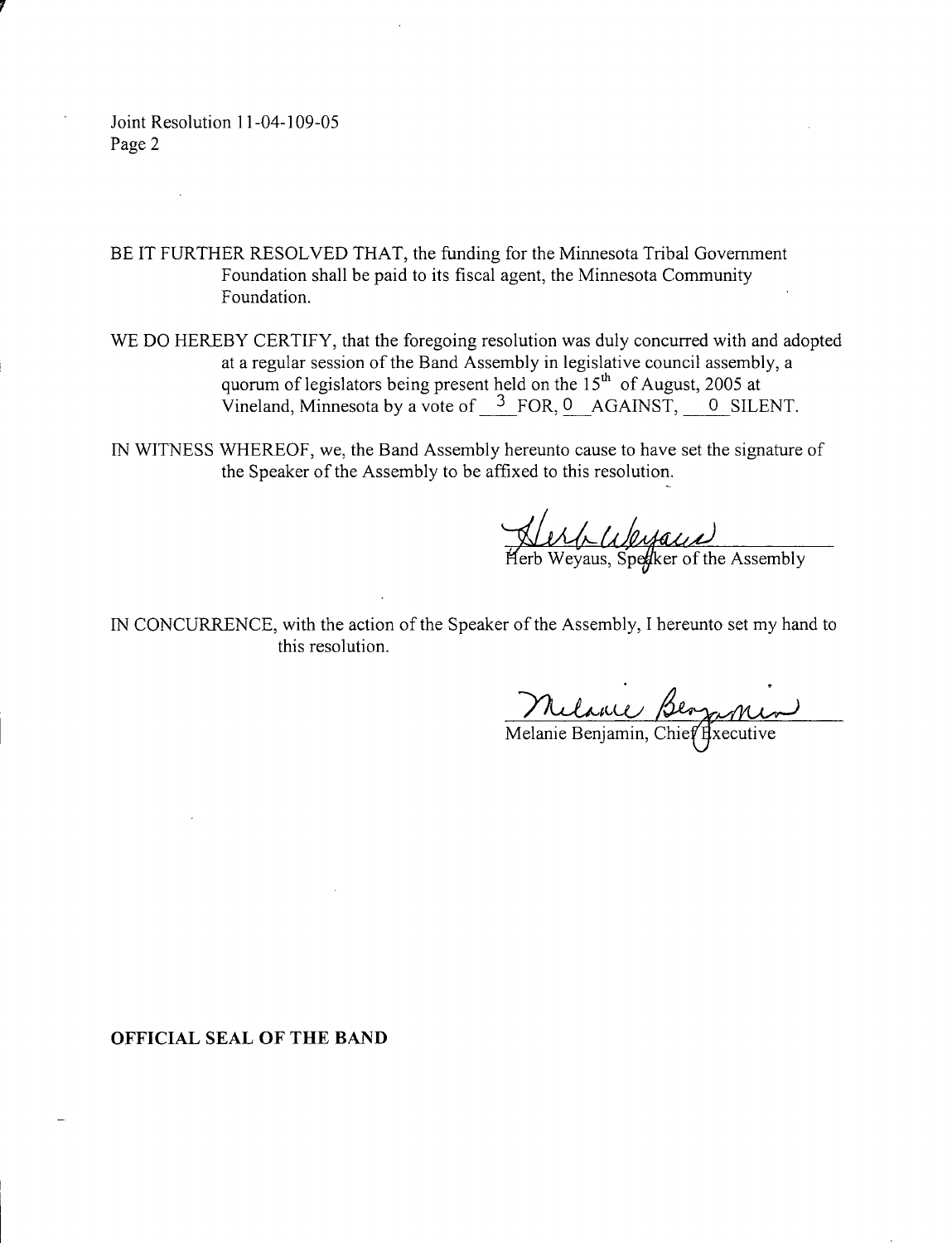BE IT FURTHER RESOLVED THAT, the funding for the Minnesota Tribal Government Foundation shall be paid to its fiscal agent, the Minnesota Community Foundation.

WE DO HEREBY CERTIFY, that the foregoing resolution was duly concurred with and adopted at a regular session of the Band Assembly in legislative council assembly, a quorum of legislators being present held on the 15th of August, 2005 at Vineland, Minnesota by a vote of 3 FOR, 0 AGAINST, 0 SILENT.

IN WITNESS WHEREOF, we, the Band Assembly hereunto cause to have set the signature of the Speaker of the Assembly to be affixed to this resolution.

Herb Weyaus, Speaker of the Assembly

IN CONCURRENCE, with the action of the Speaker of the Assembly, I hereunto set my hand to this resolution.

Melanie Benjamin, Chief Executive

**OFFICIAL SEAL OF THE BAND**